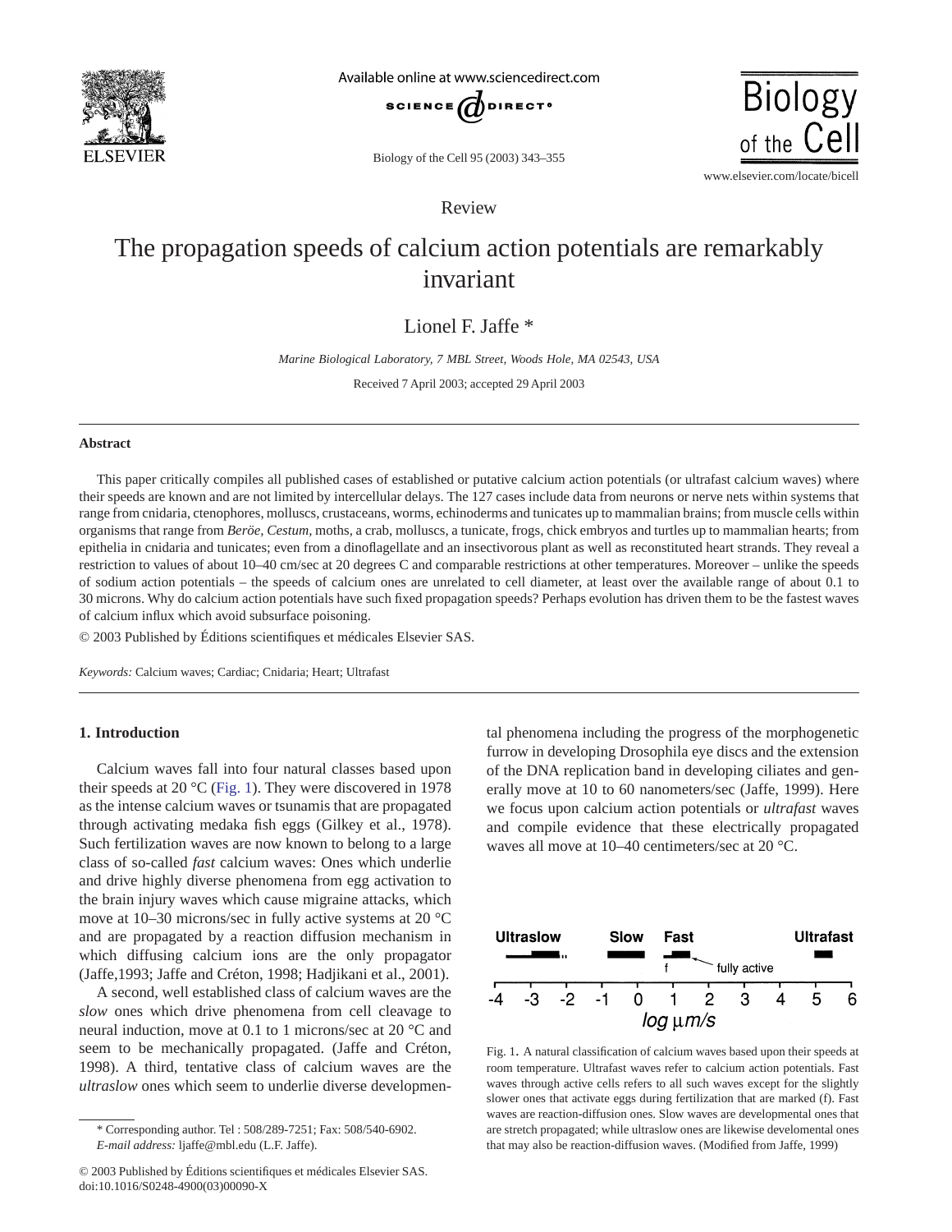Review

# The propagation speeds of calcium action potentials are remarkably invariant

Lionel F. Jaffe *

*Marine Biological Laboratory, 7 MBL Street, Woods Hole, MA 02543, USA*

Received 7 April 2003; accepted 29 April 2003

## Abstract

This paper critically compiles all published cases of established or putative calcium action potentials (or ultrafast calcium waves) where their speeds are known and are not limited by intercellular delays. The 127 cases include data from neurons or nerve nets within systems that range from cnidaria, ctenophores, molluscs, crustaceans, worms, echinoderms and tunicates up to mammalian brains; from muscle cells within organisms that range from *Beröe*, *Cestum*, moths, a crab, molluscs, a tunicate, frogs, chick embryos and turtles up to mammalian hearts; from epithelia in cnidaria and tunicates; even from a dinoflagellate and an insectivorous plant as well as reconstituted heart strands. They reveal a restriction to values of about 10–40 cm/sec at 20 degrees C and comparable restrictions at other temperatures. Moreover – unlike the speeds of sodium action potentials – the speeds of calcium ones are unrelated to cell diameter, at least over the available range of about 0.1 to 30 microns. Why do calcium action potentials have such fixed propagation speeds? Perhaps evolution has driven them to be the fastest waves of calcium influx which avoid subsurface poisoning.

© 2003 Published by Éditions scientifiques et médicales Elsevier SAS.

*Keywords:* Calcium waves; Cardiac; Cnidaria; Heart; Ultrafast

## 1. Introduction

Calcium waves fall into four natural classes based upon their speeds at 20 °C (Fig. 1). They were discovered in 1978 as the intense calcium waves or tsunamis that are propagated through activating medaka fish eggs (Gilkey et al., 1978). Such fertilization waves are now known to belong to a large class of so-called *fast* calcium waves: Ones which underlie and drive highly diverse phenomena from egg activation to the brain injury waves which cause migraine attacks, which move at 10–30 microns/sec in fully active systems at 20 °C and are propagated by a reaction diffusion mechanism in which diffusing calcium ions are the only propagator (Jaffe,1993; Jaffe and Créton, 1998; Hadjikani et al., 2001).

A second, well established class of calcium waves are the *slow* ones which drive phenomena from cell cleavage to neural induction, move at 0.1 to 1 microns/sec at 20 °C and seem to be mechanically propagated. (Jaffe and Créton, 1998). A third, tentative class of calcium waves are the *ultraslow* ones which seem to underlie diverse developmental phenomena including the progress of the morphogenetic furrow in developing Drosophila eye discs and the extension of the DNA replication band in developing ciliates and generally move at 10 to 60 nanometers/sec (Jaffe, 1999). Here we focus upon calcium action potentials or *ultrafast* waves and compile evidence that these electrically propagated waves all move at 10–40 centimeters/sec at 20 °C.

Fig. 1. A natural classification of calcium waves based upon their speeds at room temperature. Ultrafast waves refer to calcium action potentials. Fast waves through active cells refers to all such waves except for the slightly slower ones that activate eggs during fertilization that are marked (f). Fast waves are reaction-diffusion ones. Slow waves are developmental ones that are stretch propagated; while ultraslow ones are likewise develomental ones that may also be reaction-diffusion waves. (Modified from Jaffe, 1999)

* Corresponding author. Tel : 508/289-7251; Fax: 508/540-6902.
*E-mail address:* ljaffe@mbl.edu (L.F. Jaffe).

© 2003 Published by Éditions scientifiques et médicales Elsevier SAS.
doi:10.1016/S0248-4900(03)00090-X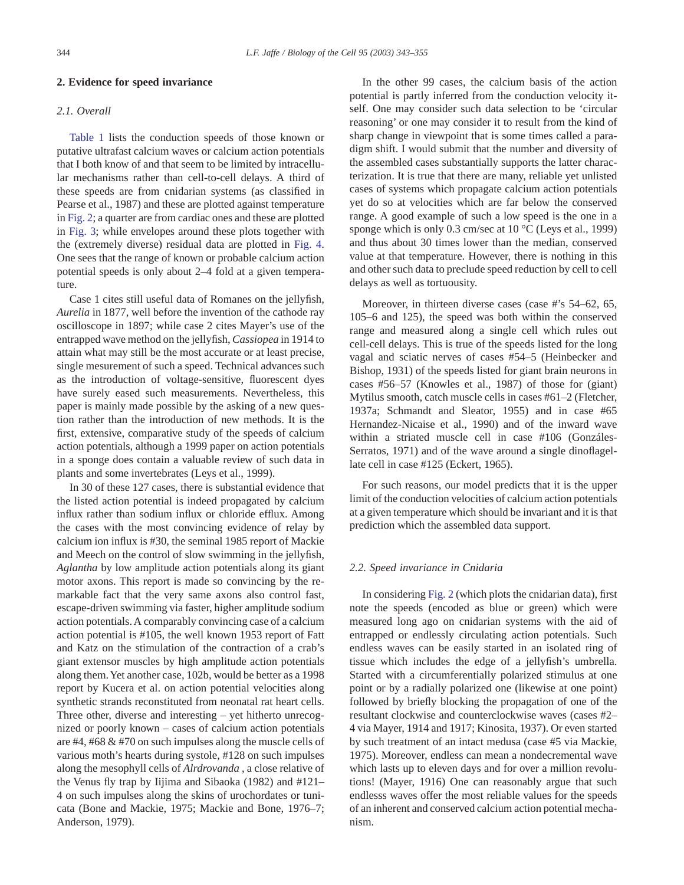## 2. Evidence for speed invariance

### 2.1. Overall

Table 1 lists the conduction speeds of those known or putative ultrafast calcium waves or calcium action potentials that I both know of and that seem to be limited by intracellular mechanisms rather than cell-to-cell delays. A third of these speeds are from cnidarian systems (as classified in Pearse et al., 1987) and these are plotted against temperature in Fig. 2; a quarter are from cardiac ones and these are plotted in Fig. 3; while envelopes around these plots together with the (extremely diverse) residual data are plotted in Fig. 4. One sees that the range of known or probable calcium action potential speeds is only about 2–4 fold at a given temperature.

Case 1 cites still useful data of Romanes on the jellyfish, *Aurelia* in 1877, well before the invention of the cathode ray oscilloscope in 1897; while case 2 cites Mayer's use of the entrapped wave method on the jellyfish, *Cassiopea* in 1914 to attain what may still be the most accurate or at least precise, single mesurement of such a speed. Technical advances such as the introduction of voltage-sensitive, fluorescent dyes have surely eased such measurements. Nevertheless, this paper is mainly made possible by the asking of a new question rather than the introduction of new methods. It is the first, extensive, comparative study of the speeds of calcium action potentials, although a 1999 paper on action potentials in a sponge does contain a valuable review of such data in plants and some invertebrates (Leys et al., 1999).

In 30 of these 127 cases, there is substantial evidence that the listed action potential is indeed propagated by calcium influx rather than sodium influx or chloride efflux. Among the cases with the most convincing evidence of relay by calcium ion influx is #30, the seminal 1985 report of Mackie and Meech on the control of slow swimming in the jellyfish, *Aglantha* by low amplitude action potentials along its giant motor axons. This report is made so convincing by the remarkable fact that the very same axons also control fast, escape-driven swimming via faster, higher amplitude sodium action potentials. A comparably convincing case of a calcium action potential is #105, the well known 1953 report of Fatt and Katz on the stimulation of the contraction of a crab's giant extensor muscles by high amplitude action potentials along them. Yet another case, 102b, would be better as a 1998 report by Kucera et al. on action potential velocities along synthetic strands reconstituted from neonatal rat heart cells. Three other, diverse and interesting – yet hitherto unrecognized or poorly known – cases of calcium action potentials are #4, #68 & #70 on such impulses along the muscle cells of various moth's hearts during systole, #128 on such impulses along the mesophyll cells of *Alrdrovanda* , a close relative of the Venus fly trap by Iijima and Sibaoka (1982) and #121–4 on such impulses along the skins of urochordates or tunicata (Bone and Mackie, 1975; Mackie and Bone, 1976–7; Anderson, 1979).

In the other 99 cases, the calcium basis of the action potential is partly inferred from the conduction velocity itself. One may consider such data selection to be 'circular reasoning' or one may consider it to result from the kind of sharp change in viewpoint that is some times called a paradigm shift. I would submit that the number and diversity of the assembled cases substantially supports the latter characterization. It is true that there are many, reliable yet unlisted cases of systems which propagate calcium action potentials yet do so at velocities which are far below the conserved range. A good example of such a low speed is the one in a sponge which is only 0.3 cm/sec at 10 °C (Leys et al., 1999) and thus about 30 times lower than the median, conserved value at that temperature. However, there is nothing in this and other such data to preclude speed reduction by cell to cell delays as well as tortuousity.

Moreover, in thirteen diverse cases (case #'s 54–62, 65, 105–6 and 125), the speed was both within the conserved range and measured along a single cell which rules out cell-cell delays. This is true of the speeds listed for the long vagal and sciatic nerves of cases #54–5 (Heinbecker and Bishop, 1931) of the speeds listed for giant brain neurons in cases #56–57 (Knowles et al., 1987) of those for (giant) Mytilus smooth, catch muscle cells in cases #61–2 (Fletcher, 1937a; Schmandt and Sleator, 1955) and in case #65 Hernandez-Nicaise et al., 1990) and of the inward wave within a striated muscle cell in case #106 (Gonzáles-Serratos, 1971) and of the wave around a single dinoflagellate cell in case #125 (Eckert, 1965).

For such reasons, our model predicts that it is the upper limit of the conduction velocities of calcium action potentials at a given temperature which should be invariant and it is that prediction which the assembled data support.

### 2.2. Speed invariance in Cnidaria

In considering Fig. 2 (which plots the cnidarian data), first note the speeds (encoded as blue or green) which were measured long ago on cnidarian systems with the aid of entrapped or endlessly circulating action potentials. Such endless waves can be easily started in an isolated ring of tissue which includes the edge of a jellyfish's umbrella. Started with a circumferentially polarized stimulus at one point or by a radially polarized one (likewise at one point) followed by briefly blocking the propagation of one of the resultant clockwise and counterclockwise waves (cases #2–4 via Mayer, 1914 and 1917; Kinosita, 1937). Or even started by such treatment of an intact medusa (case #5 via Mackie, 1975). Moreover, endless can mean a nondecremental wave which lasts up to eleven days and for over a million revolutions! (Mayer, 1916) One can reasonably argue that such endlesss waves offer the most reliable values for the speeds of an inherent and conserved calcium action potential mechanism.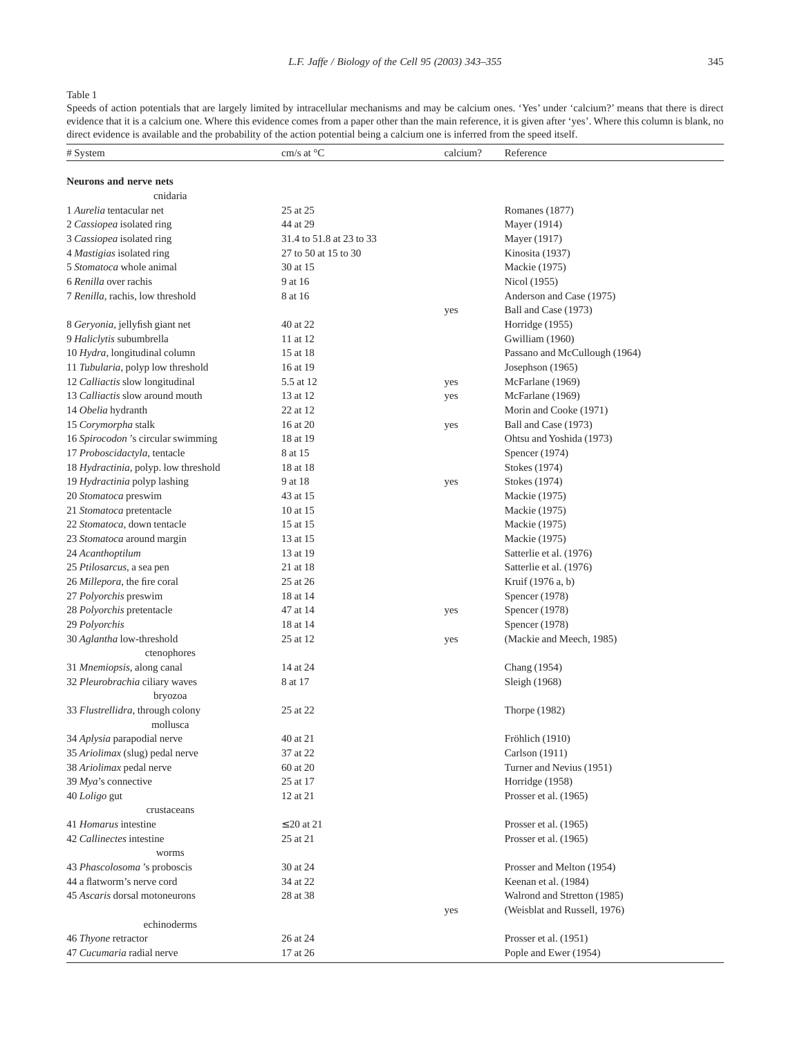Table 1

Speeds of action potentials that are largely limited by intracellular mechanisms and may be calcium ones. 'Yes' under 'calcium?' means that there is direct evidence that it is a calcium one. Where this evidence comes from a paper other than the main reference, it is given after 'yes'. Where this column is blank, no direct evidence is available and the probability of the action potential being a calcium one is inferred from the speed itself.

| # System | cm/s at °C | calcium? | Reference |
|---|---|---|---|
| **Neurons and nerve nets** | | | |
| cnidaria | | | |
| 1 *Aurelia* tentacular net | 25 at 25 | | Romanes (1877) |
| 2 *Cassiopea* isolated ring | 44 at 29 | | Mayer (1914) |
| 3 *Cassiopea* isolated ring | 31.4 to 51.8 at 23 to 33 | | Mayer (1917) |
| 4 *Mastigias* isolated ring | 27 to 50 at 15 to 30 | | Kinosita (1937) |
| 5 *Stomatoca* whole animal | 30 at 15 | | Mackie (1975) |
| 6 *Renilla* over rachis | 9 at 16 | | Nicol (1955) |
| 7 *Renilla*, rachis, low threshold | 8 at 16 | | Anderson and Case (1975) |
| | | yes | Ball and Case (1973) |
| 8 *Geryonia*, jellyfish giant net | 40 at 22 | | Horridge (1955) |
| 9 *Haliclytis* subumbrella | 11 at 12 | | Gwilliam (1960) |
| 10 *Hydra*, longitudinal column | 15 at 18 | | Passano and McCullough (1964) |
| 11 *Tubularia*, polyp low threshold | 16 at 19 | | Josephson (1965) |
| 12 *Calliactis* slow longitudinal | 5.5 at 12 | yes | McFarlane (1969) |
| 13 *Calliactis* slow around mouth | 13 at 12 | yes | McFarlane (1969) |
| 14 *Obelia* hydranth | 22 at 12 | | Morin and Cooke (1971) |
| 15 *Corymorpha* stalk | 16 at 20 | yes | Ball and Case (1973) |
| 16 *Spirocodon* 's circular swimming | 18 at 19 | | Ohtsu and Yoshida (1973) |
| 17 *Proboscidactyla*, tentacle | 8 at 15 | | Spencer (1974) |
| 18 *Hydractinia*, polyp. low threshold | 18 at 18 | | Stokes (1974) |
| 19 *Hydractinia* polyp lashing | 9 at 18 | yes | Stokes (1974) |
| 20 *Stomatoca* preswim | 43 at 15 | | Mackie (1975) |
| 21 *Stomatoca* pretentacle | 10 at 15 | | Mackie (1975) |
| 22 *Stomatoca*, down tentacle | 15 at 15 | | Mackie (1975) |
| 23 *Stomatoca* around margin | 13 at 15 | | Mackie (1975) |
| 24 *Acanthoptilum* | 13 at 19 | | Satterlie et al. (1976) |
| 25 *Ptilosarcus*, a sea pen | 21 at 18 | | Satterlie et al. (1976) |
| 26 *Millepora*, the fire coral | 25 at 26 | | Kruif (1976 a, b) |
| 27 *Polyorchis* preswim | 18 at 14 | | Spencer (1978) |
| 28 *Polyorchis* pretentacle | 47 at 14 | yes | Spencer (1978) |
| 29 *Polyorchis* | 18 at 14 | | Spencer (1978) |
| 30 *Aglantha* low-threshold | 25 at 12 | yes | (Mackie and Meech, 1985) |
| ctenophores | | | |
| 31 *Mnemiopsis*, along canal | 14 at 24 | | Chang (1954) |
| 32 *Pleurobrachia* ciliary waves | 8 at 17 | | Sleigh (1968) |
| bryozoa | | | |
| 33 *Flustrellidra*, through colony | 25 at 22 | | Thorpe (1982) |
| mollusca | | | |
| 34 *Aplysia* parapodial nerve | 40 at 21 | | Fröhlich (1910) |
| 35 *Ariolimax* (slug) pedal nerve | 37 at 22 | | Carlson (1911) |
| 38 *Ariolimax* pedal nerve | 60 at 20 | | Turner and Nevius (1951) |
| 39 *Mya*'s connective | 25 at 17 | | Horridge (1958) |
| 40 *Loligo* gut | 12 at 21 | | Prosser et al. (1965) |
| crustaceans | | | |
| 41 *Homarus* intestine | ≤ 20 at 21 | | Prosser et al. (1965) |
| 42 *Callinectes* intestine | 25 at 21 | | Prosser et al. (1965) |
| worms | | | |
| 43 *Phascolosoma* 's proboscis | 30 at 24 | | Prosser and Melton (1954) |
| 44 a flatworm's nerve cord | 34 at 22 | | Keenan et al. (1984) |
| 45 *Ascaris* dorsal motoneurons | 28 at 38 | | Walrond and Stretton (1985) |
| | | yes | (Weisblat and Russell, 1976) |
| echinoderms | | | |
| 46 *Thyone* retractor | 26 at 24 | | Prosser et al. (1951) |
| 47 *Cucumaria* radial nerve | 17 at 26 | | Pople and Ewer (1954) |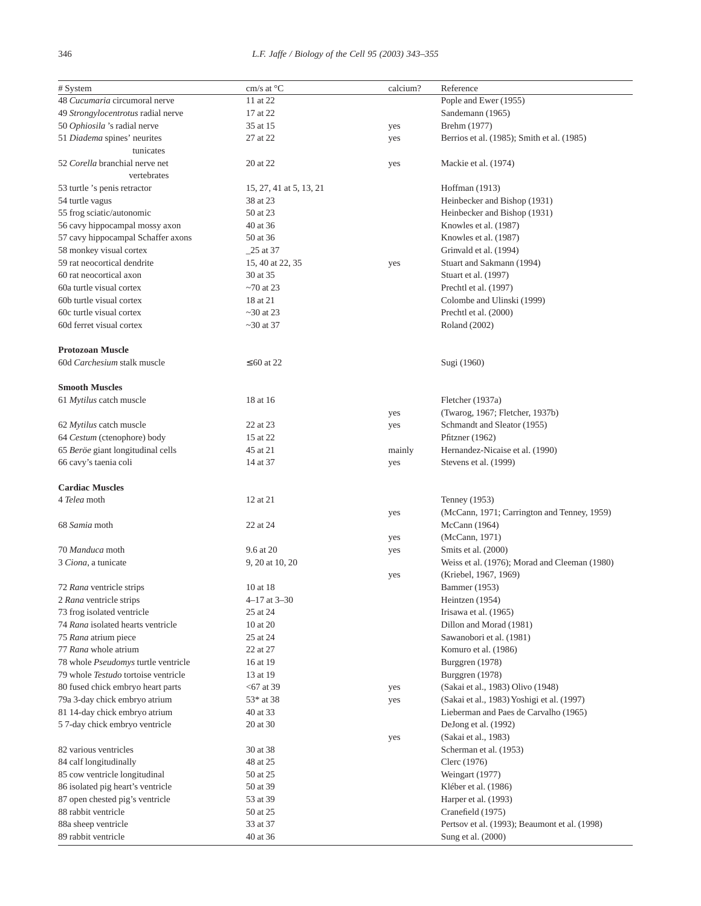| # System | cm/s at °C | calcium? | Reference |
|---|---|---|---|
| 48 *Cucumaria* circumoral nerve | 11 at 22 | | Pople and Ewer (1955) |
| 49 *Strongylocentrotus* radial nerve | 17 at 22 | | Sandemann (1965) |
| 50 *Ophiosila* 's radial nerve | 35 at 15 | yes | Brehm (1977) |
| 51 *Diadema* spines' neurites | 27 at 22 | yes | Berrios et al. (1985); Smith et al. (1985) |
| tunicates | | | |
| 52 *Corella* branchial nerve net | 20 at 22 | yes | Mackie et al. (1974) |
| vertebrates | | | |
| 53 turtle 's penis retractor | 15, 27, 41 at 5, 13, 21 | | Hoffman (1913) |
| 54 turtle vagus | 38 at 23 | | Heinbecker and Bishop (1931) |
| 55 frog sciatic/autonomic | 50 at 23 | | Heinbecker and Bishop (1931) |
| 56 cavy hippocampal mossy axon | 40 at 36 | | Knowles et al. (1987) |
| 57 cavy hippocampal Schaffer axons | 50 at 36 | | Knowles et al. (1987) |
| 58 monkey visual cortex | _25 at 37 | | Grinvald et al. (1994) |
| 59 rat neocortical dendrite | 15, 40 at 22, 35 | yes | Stuart and Sakmann (1994) |
| 60 rat neocortical axon | 30 at 35 | | Stuart et al. (1997) |
| 60a turtle visual cortex | ~70 at 23 | | Prechtl et al. (1997) |
| 60b turtle visual cortex | 18 at 21 | | Colombe and Ulinski (1999) |
| 60c turtle visual cortex | ~30 at 23 | | Prechtl et al. (2000) |
| 60d ferret visual cortex | ~30 at 37 | | Roland (2002) |
| **Protozoan Muscle** | | | |
| 60d *Carchesium* stalk muscle | ≤60 at 22 | | Sugi (1960) |
| **Smooth Muscles** | | | |
| 61 *Mytilus* catch muscle | 18 at 16 | | Fletcher (1937a) |
| | | yes | (Twarog, 1967; Fletcher, 1937b) |
| 62 *Mytilus* catch muscle | 22 at 23 | yes | Schmandt and Sleator (1955) |
| 64 *Cestum* (ctenophore) body | 15 at 22 | | Pfitzner (1962) |
| 65 *Beröe* giant longitudinal cells | 45 at 21 | mainly | Hernandez-Nicaise et al. (1990) |
| 66 cavy's taenia coli | 14 at 37 | yes | Stevens et al. (1999) |
| **Cardiac Muscles** | | | |
| 4 *Telea* moth | 12 at 21 | | Tenney (1953) |
| | | yes | (McCann, 1971; Carrington and Tenney, 1959) |
| 68 *Samia* moth | 22 at 24 | | McCann (1964) |
| | | yes | (McCann, 1971) |
| 70 *Manduca* moth | 9.6 at 20 | yes | Smits et al. (2000) |
| 3 *Ciona*, a tunicate | 9, 20 at 10, 20 | | Weiss et al. (1976); Morad and Cleeman (1980) |
| | | yes | (Kriebel, 1967, 1969) |
| 72 *Rana* ventricle strips | 10 at 18 | | Bammer (1953) |
| 2 *Rana* ventricle strips | 4–17 at 3–30 | | Heintzen (1954) |
| 73 frog isolated ventricle | 25 at 24 | | Irisawa et al. (1965) |
| 74 *Rana* isolated hearts ventricle | 10 at 20 | | Dillon and Morad (1981) |
| 75 *Rana* atrium piece | 25 at 24 | | Sawanobori et al. (1981) |
| 77 *Rana* whole atrium | 22 at 27 | | Komuro et al. (1986) |
| 78 whole *Pseudomys* turtle ventricle | 16 at 19 | | Burggren (1978) |
| 79 whole *Testudo* tortoise ventricle | 13 at 19 | | Burggren (1978) |
| 80 fused chick embryo heart parts | <67 at 39 | yes | (Sakai et al., 1983) Olivo (1948) |
| 79a 3-day chick embryo atrium | 53* at 38 | yes | (Sakai et al., 1983) Yoshigi et al. (1997) |
| 81 14-day chick embryo atrium | 40 at 33 | | Lieberman and Paes de Carvalho (1965) |
| 5 7-day chick embryo ventricle | 20 at 30 | | DeJong et al. (1992) |
| | | yes | (Sakai et al., 1983) |
| 82 various ventricles | 30 at 38 | | Scherman et al. (1953) |
| 84 calf longitudinally | 48 at 25 | | Clerc (1976) |
| 85 cow ventricle longitudinal | 50 at 25 | | Weingart (1977) |
| 86 isolated pig heart's ventricle | 50 at 39 | | Kléber et al. (1986) |
| 87 open chested pig's ventricle | 53 at 39 | | Harper et al. (1993) |
| 88 rabbit ventricle | 50 at 25 | | Cranefield (1975) |
| 88a sheep ventricle | 33 at 37 | | Pertsov et al. (1993); Beaumont et al. (1998) |
| 89 rabbit ventricle | 40 at 36 | | Sung et al. (2000) |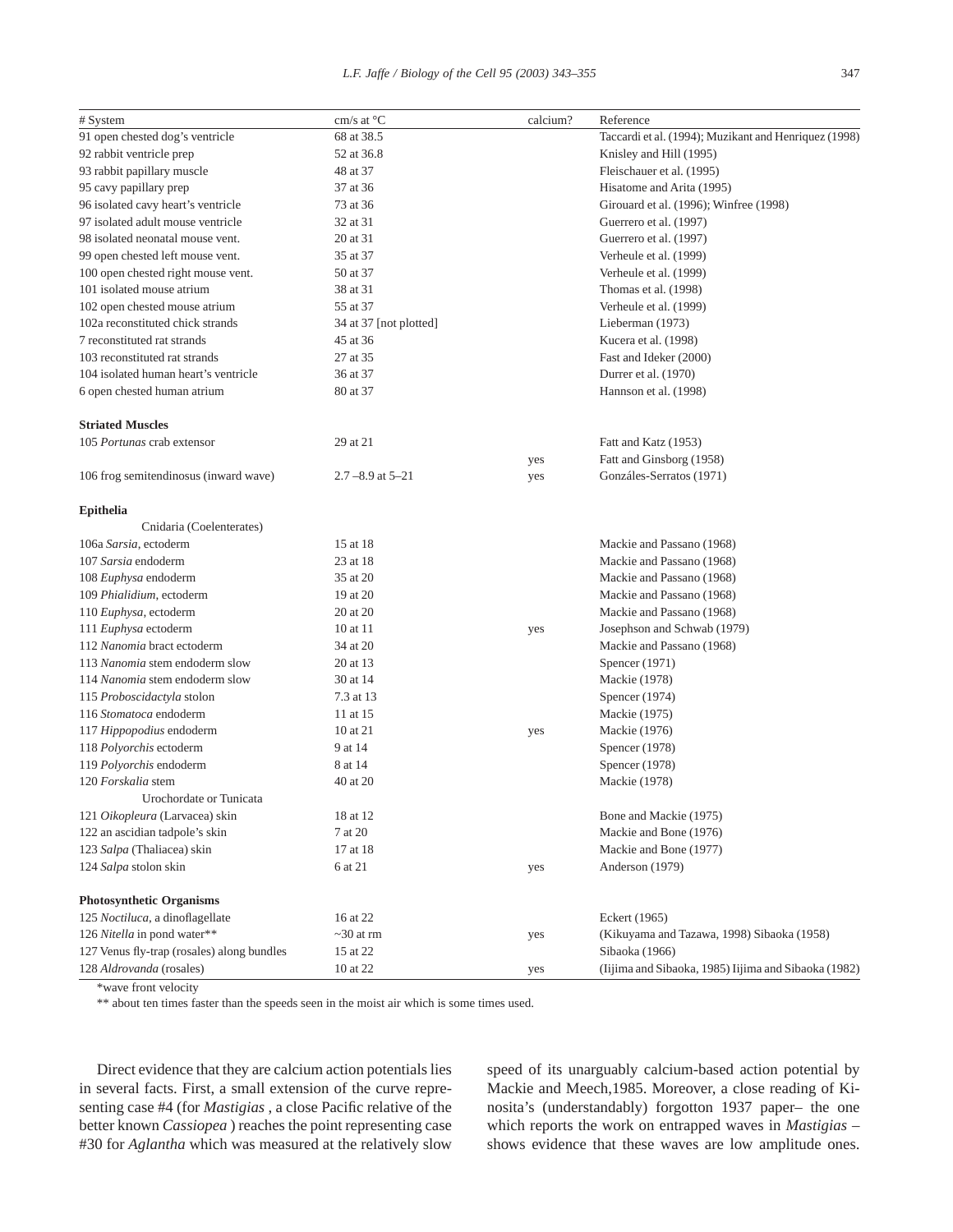| # System | cm/s at °C | calcium? | Reference |
|---|---|---|---|
| 91 open chested dog's ventricle | 68 at 38.5 | | Taccardi et al. (1994); Muzikant and Henriquez (1998) |
| 92 rabbit ventricle prep | 52 at 36.8 | | Knisley and Hill (1995) |
| 93 rabbit papillary muscle | 48 at 37 | | Fleischauer et al. (1995) |
| 95 cavy papillary prep | 37 at 36 | | Hisatome and Arita (1995) |
| 96 isolated cavy heart's ventricle | 73 at 36 | | Girouard et al. (1996); Winfree (1998) |
| 97 isolated adult mouse ventricle | 32 at 31 | | Guerrero et al. (1997) |
| 98 isolated neonatal mouse vent. | 20 at 31 | | Guerrero et al. (1997) |
| 99 open chested left mouse vent. | 35 at 37 | | Verheule et al. (1999) |
| 100 open chested right mouse vent. | 50 at 37 | | Verheule et al. (1999) |
| 101 isolated mouse atrium | 38 at 31 | | Thomas et al. (1998) |
| 102 open chested mouse atrium | 55 at 37 | | Verheule et al. (1999) |
| 102a reconstituted chick strands | 34 at 37 [not plotted] | | Lieberman (1973) |
| 7 reconstituted rat strands | 45 at 36 | | Kucera et al. (1998) |
| 103 reconstituted rat strands | 27 at 35 | | Fast and Ideker (2000) |
| 104 isolated human heart's ventricle | 36 at 37 | | Durrer et al. (1970) |
| 6 open chested human atrium | 80 at 37 | | Hannson et al. (1998) |
| **Striated Muscles** | | | |
| 105 *Portunas* crab extensor | 29 at 21 | | Fatt and Katz (1953) |
| | | yes | Fatt and Ginsborg (1958) |
| 106 frog semitendinosus (inward wave) | 2.7 –8.9 at 5–21 | yes | Gonzáles-Serratos (1971) |
| **Epithelia** | | | |
| Cnidaria (Coelenterates) | | | |
| 106a *Sarsia*, ectoderm | 15 at 18 | | Mackie and Passano (1968) |
| 107 *Sarsia* endoderm | 23 at 18 | | Mackie and Passano (1968) |
| 108 *Euphysa* endoderm | 35 at 20 | | Mackie and Passano (1968) |
| 109 *Phialidium*, ectoderm | 19 at 20 | | Mackie and Passano (1968) |
| 110 *Euphysa*, ectoderm | 20 at 20 | | Mackie and Passano (1968) |
| 111 *Euphysa* ectoderm | 10 at 11 | yes | Josephson and Schwab (1979) |
| 112 *Nanomia* bract ectoderm | 34 at 20 | | Mackie and Passano (1968) |
| 113 *Nanomia* stem endoderm slow | 20 at 13 | | Spencer (1971) |
| 114 *Nanomia* stem endoderm slow | 30 at 14 | | Mackie (1978) |
| 115 *Proboscidactyla* stolon | 7.3 at 13 | | Spencer (1974) |
| 116 *Stomatoca* endoderm | 11 at 15 | | Mackie (1975) |
| 117 *Hippopodius* endoderm | 10 at 21 | yes | Mackie (1976) |
| 118 *Polyorchis* ectoderm | 9 at 14 | | Spencer (1978) |
| 119 *Polyorchis* endoderm | 8 at 14 | | Spencer (1978) |
| 120 *Forskalia* stem | 40 at 20 | | Mackie (1978) |
| Urochordate or Tunicata | | | |
| 121 *Oikopleura* (Larvacea) skin | 18 at 12 | | Bone and Mackie (1975) |
| 122 an ascidian tadpole's skin | 7 at 20 | | Mackie and Bone (1976) |
| 123 *Salpa* (Thaliacea) skin | 17 at 18 | | Mackie and Bone (1977) |
| 124 *Salpa* stolon skin | 6 at 21 | yes | Anderson (1979) |
| **Photosynthetic Organisms** | | | |
| 125 *Noctiluca*, a dinoflagellate | 16 at 22 | | Eckert (1965) |
| 126 *Nitella* in pond water** | ~30 at rm | yes | (Kikuyama and Tazawa, 1998) Sibaoka (1958) |
| 127 Venus fly-trap (rosales) along bundles | 15 at 22 | | Sibaoka (1966) |
| 128 *Aldrovanda* (rosales) | 10 at 22 | yes | (Iijima and Sibaoka, 1985) Iijima and Sibaoka (1982) |

*wave front velocity

** about ten times faster than the speeds seen in the moist air which is some times used.

Direct evidence that they are calcium action potentials lies in several facts. First, a small extension of the curve representing case #4 (for *Mastigias* , a close Pacific relative of the better known *Cassiopea* ) reaches the point representing case #30 for *Aglantha* which was measured at the relatively slow speed of its unarguably calcium-based action potential by Mackie and Meech,1985. Moreover, a close reading of Kinosita's (understandably) forgotton 1937 paper– the one which reports the work on entrapped waves in *Mastigias* – shows evidence that these waves are low amplitude ones.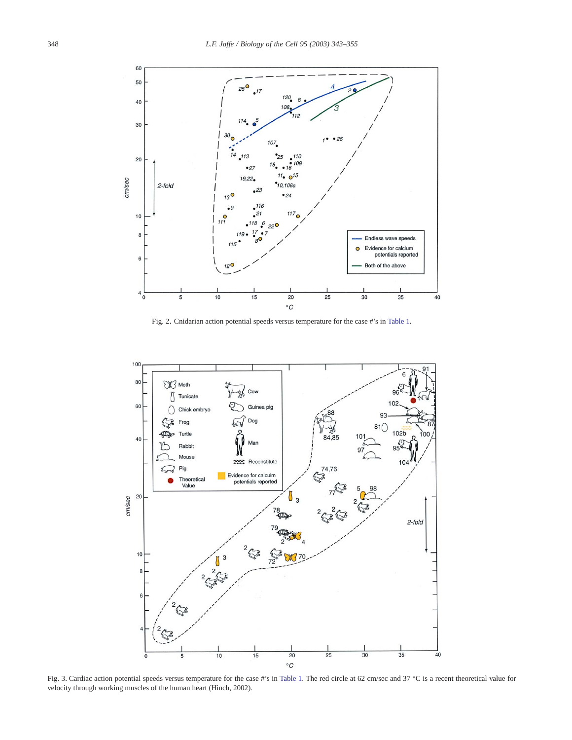Fig. 2. Cnidarian action potential speeds versus temperature for the case #'s in Table 1.

Fig. 3. Cardiac action potential speeds versus temperature for the case #'s in Table 1. The red circle at 62 cm/sec and 37 °C is a recent theoretical value for velocity through working muscles of the human heart (Hinch, 2002).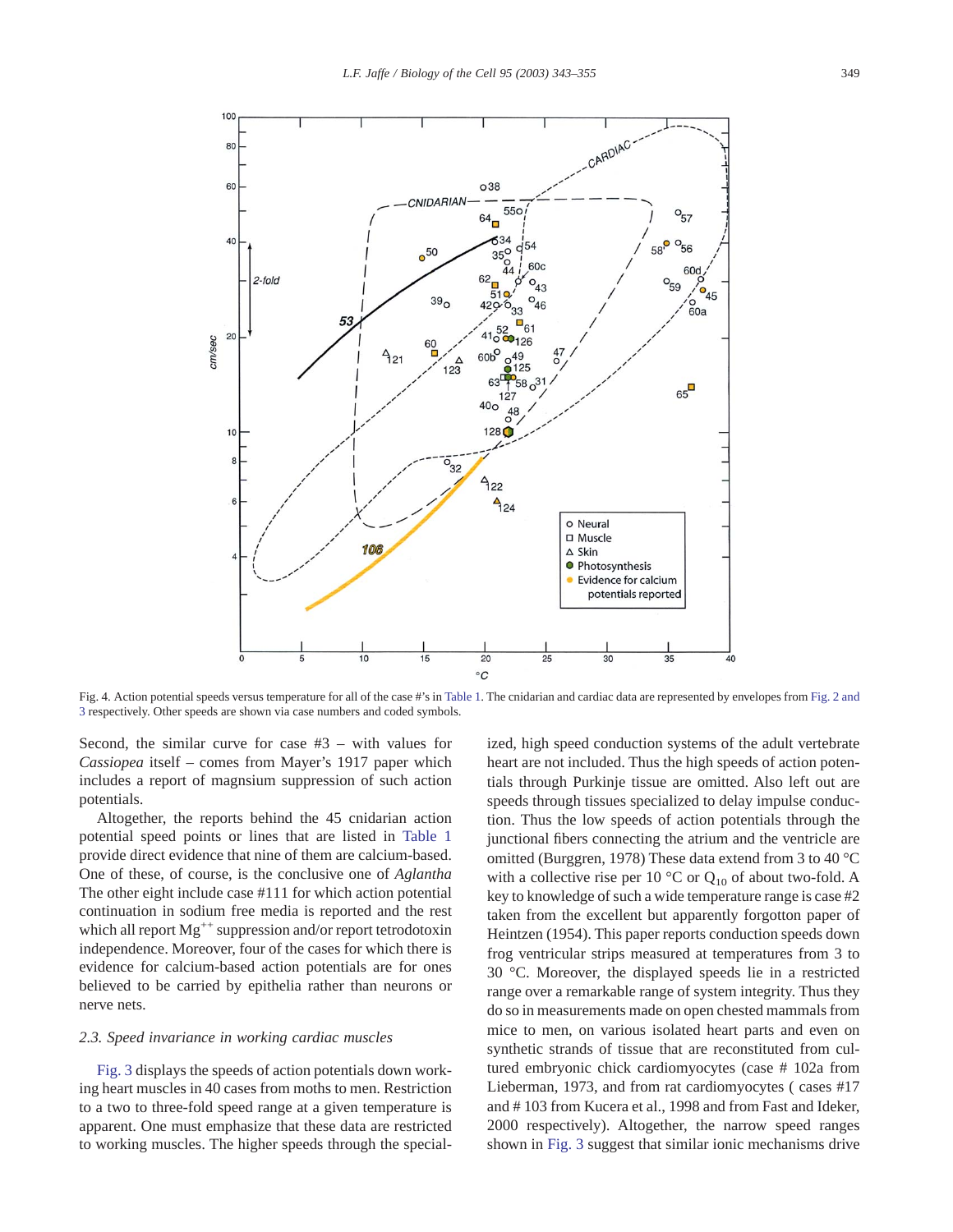Fig. 4. Action potential speeds versus temperature for all of the case #'s in Table 1. The cnidarian and cardiac data are represented by envelopes from Fig. 2 and 3 respectively. Other speeds are shown via case numbers and coded symbols.

Second, the similar curve for case #3 – with values for *Cassiopea* itself – comes from Mayer's 1917 paper which includes a report of magnsium suppression of such action potentials.

Altogether, the reports behind the 45 cnidarian action potential speed points or lines that are listed in Table 1 provide direct evidence that nine of them are calcium-based. One of these, of course, is the conclusive one of *Aglantha* The other eight include case #111 for which action potential continuation in sodium free media is reported and the rest which all report $Mg^{++}$ suppression and/or report tetrodotoxin independence. Moreover, four of the cases for which there is evidence for calcium-based action potentials are for ones believed to be carried by epithelia rather than neurons or nerve nets.

### 2.3. Speed invariance in working cardiac muscles

Fig. 3 displays the speeds of action potentials down working heart muscles in 40 cases from moths to men. Restriction to a two to three-fold speed range at a given temperature is apparent. One must emphasize that these data are restricted to working muscles. The higher speeds through the specialized, high speed conduction systems of the adult vertebrate heart are not included. Thus the high speeds of action potentials through Purkinje tissue are omitted. Also left out are speeds through tissues specialized to delay impulse conduction. Thus the low speeds of action potentials through the junctional fibers connecting the atrium and the ventricle are omitted (Burggren, 1978) These data extend from 3 to 40 °C with a collective rise per 10 °C or $Q_{10}$ of about two-fold. A key to knowledge of such a wide temperature range is case #2 taken from the excellent but apparently forgotton paper of Heintzen (1954). This paper reports conduction speeds down frog ventricular strips measured at temperatures from 3 to 30 °C. Moreover, the displayed speeds lie in a restricted range over a remarkable range of system integrity. Thus they do so in measurements made on open chested mammals from mice to men, on various isolated heart parts and even on synthetic strands of tissue that are reconstituted from cultured embryonic chick cardiomyocytes (case # 102a from Lieberman, 1973, and from rat cardiomyocytes ( cases #17 and # 103 from Kucera et al., 1998 and from Fast and Ideker, 2000 respectively). Altogether, the narrow speed ranges shown in Fig. 3 suggest that similar ionic mechanisms drive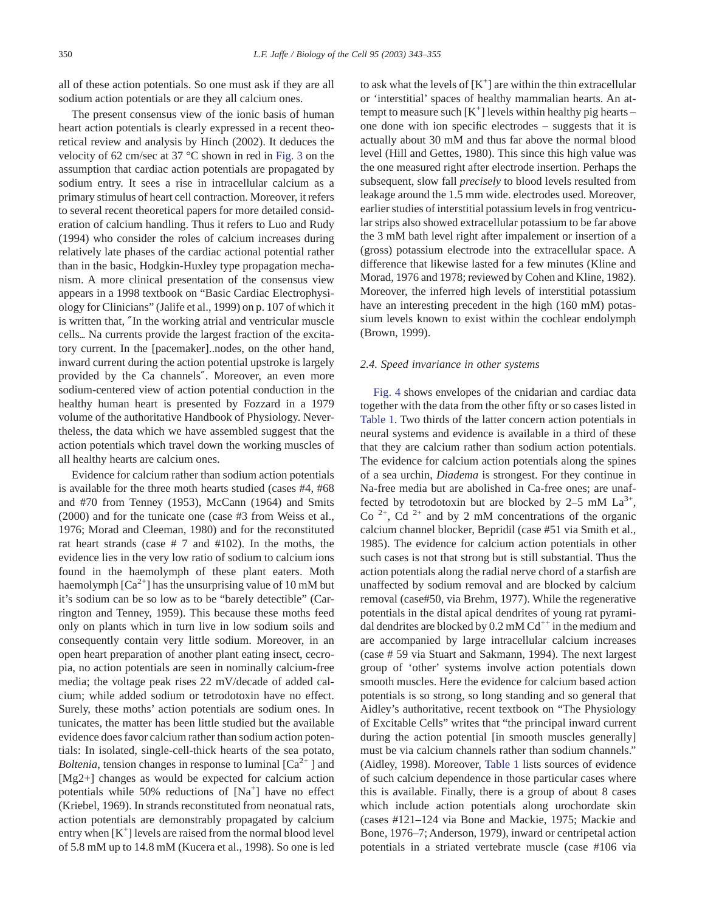all of these action potentials. So one must ask if they are all sodium action potentials or are they all calcium ones.

The present consensus view of the ionic basis of human heart action potentials is clearly expressed in a recent theoretical review and analysis by Hinch (2002). It deduces the velocity of 62 cm/sec at 37 °C shown in red in Fig. 3 on the assumption that cardiac action potentials are propagated by sodium entry. It sees a rise in intracellular calcium as a primary stimulus of heart cell contraction. Moreover, it refers to several recent theoretical papers for more detailed consideration of calcium handling. Thus it refers to Luo and Rudy (1994) who consider the roles of calcium increases during relatively late phases of the cardiac actional potential rather than in the basic, Hodgkin-Huxley type propagation mechanism. A more clinical presentation of the consensus view appears in a 1998 textbook on "Basic Cardiac Electrophysiology for Clinicians" (Jalife et al., 1999) on p. 107 of which it is written that, ″In the working atrial and ventricular muscle cells… Na currents provide the largest fraction of the excitatory current. In the [pacemaker]..nodes, on the other hand, inward current during the action potential upstroke is largely provided by the Ca channels″. Moreover, an even more sodium-centered view of action potential conduction in the healthy human heart is presented by Fozzard in a 1979 volume of the authoritative Handbook of Physiology. Nevertheless, the data which we have assembled suggest that the action potentials which travel down the working muscles of all healthy hearts are calcium ones.

Evidence for calcium rather than sodium action potentials is available for the three moth hearts studied (cases #4, #68 and #70 from Tenney (1953), McCann (1964) and Smits (2000) and for the tunicate one (case #3 from Weiss et al., 1976; Morad and Cleeman, 1980) and for the reconstituted rat heart strands (case # 7 and #102). In the moths, the evidence lies in the very low ratio of sodium to calcium ions found in the haemolymph of these plant eaters. Moth haemolymph [$Ca^{2+}$] has the unsurprising value of 10 mM but it's sodium can be so low as to be "barely detectible" (Carrington and Tenney, 1959). This because these moths feed only on plants which in turn live in low sodium soils and consequently contain very little sodium. Moreover, in an open heart preparation of another plant eating insect, cecropia, no action potentials are seen in nominally calcium-free media; the voltage peak rises 22 mV/decade of added calcium; while added sodium or tetrodotoxin have no effect. Surely, these moths' action potentials are sodium ones. In tunicates, the matter has been little studied but the available evidence does favor calcium rather than sodium action potentials: In isolated, single-cell-thick hearts of the sea potato, *Boltenia*, tension changes in response to luminal [$Ca^{2+}$ ] and [Mg2+] changes as would be expected for calcium action potentials while 50% reductions of [$Na^+$] have no effect (Kriebel, 1969). In strands reconstituted from neonatal rats, action potentials are demonstrably propagated by calcium entry when [$K^+$] levels are raised from the normal blood level of 5.8 mM up to 14.8 mM (Kucera et al., 1998). So one is led to ask what the levels of [$K^+$] are within the thin extracellular or 'interstitial' spaces of healthy mammalian hearts. An attempt to measure such [$K^+$] levels within healthy pig hearts – one done with ion specific electrodes – suggests that it is actually about 30 mM and thus far above the normal blood level (Hill and Gettes, 1980). This since this high value was the one measured right after electrode insertion. Perhaps the subsequent, slow fall *precisely* to blood levels resulted from leakage around the 1.5 mm wide. electrodes used. Moreover, earlier studies of interstitial potassium levels in frog ventricular strips also showed extracellular potassium to be far above the 3 mM bath level right after impalement or insertion of a (gross) potassium electrode into the extracellular space. A difference that likewise lasted for a few minutes (Kline and Morad, 1976 and 1978; reviewed by Cohen and Kline, 1982). Moreover, the inferred high levels of interstitial potassium have an interesting precedent in the high (160 mM) potassium levels known to exist within the cochlear endolymph (Brown, 1999).

### 2.4. Speed invariance in other systems

Fig. 4 shows envelopes of the cnidarian and cardiac data together with the data from the other fifty or so cases listed in Table 1. Two thirds of the latter concern action potentials in neural systems and evidence is available in a third of these that they are calcium rather than sodium action potentials. The evidence for calcium action potentials along the spines of a sea urchin, *Diadema* is strongest. For they continue in Na-free media but are abolished in Ca-free ones; are unaffected by tetrodotoxin but are blocked by 2–5 mM $La^{3+}$, $Co^{2+}$, $Cd^{2+}$ and by 2 mM concentrations of the organic calcium channel blocker, Bepridil (case #51 via Smith et al., 1985). The evidence for calcium action potentials in other such cases is not that strong but is still substantial. Thus the action potentials along the radial nerve chord of a starfish are unaffected by sodium removal and are blocked by calcium removal (case#50, via Brehm, 1977). While the regenerative potentials in the distal apical dendrites of young rat pyramidal dendrites are blocked by 0.2 mM $Cd^{++}$ in the medium and are accompanied by large intracellular calcium increases (case # 59 via Stuart and Sakmann, 1994). The next largest group of 'other' systems involve action potentials down smooth muscles. Here the evidence for calcium based action potentials is so strong, so long standing and so general that Aidley's authoritative, recent textbook on "The Physiology of Excitable Cells" writes that "the principal inward current during the action potential [in smooth muscles generally] must be via calcium channels rather than sodium channels." (Aidley, 1998). Moreover, Table 1 lists sources of evidence of such calcium dependence in those particular cases where this is available. Finally, there is a group of about 8 cases which include action potentials along urochordate skin (cases #121–124 via Bone and Mackie, 1975; Mackie and Bone, 1976–7; Anderson, 1979), inward or centripetal action potentials in a striated vertebrate muscle (case #106 via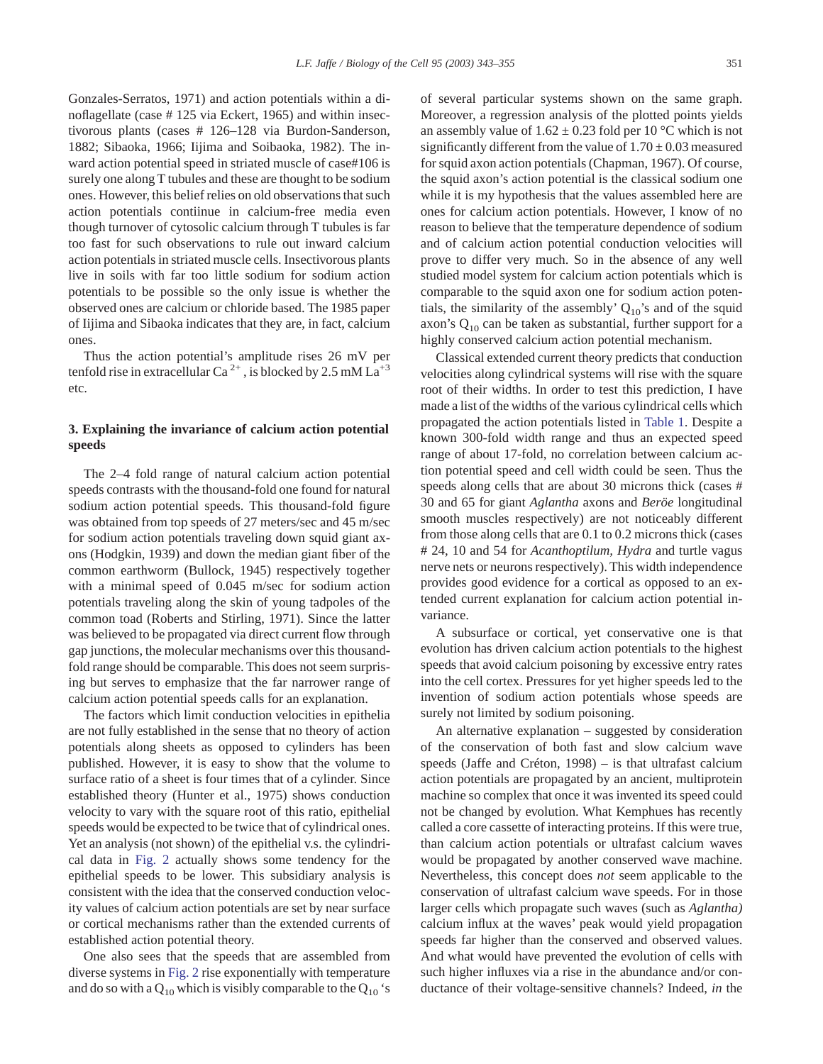Gonzales-Serratos, 1971) and action potentials within a dinoflagellate (case # 125 via Eckert, 1965) and within insectivorous plants (cases # 126–128 via Burdon-Sanderson, 1882; Sibaoka, 1966; Iijima and Soibaoka, 1982). The inward action potential speed in striated muscle of case#106 is surely one along T tubules and these are thought to be sodium ones. However, this belief relies on old observations that such action potentials contiinue in calcium-free media even though turnover of cytosolic calcium through T tubules is far too fast for such observations to rule out inward calcium action potentials in striated muscle cells. Insectivorous plants live in soils with far too little sodium for sodium action potentials to be possible so the only issue is whether the observed ones are calcium or chloride based. The 1985 paper of Iijima and Sibaoka indicates that they are, in fact, calcium ones.

Thus the action potential's amplitude rises 26 mV per tenfold rise in extracellular $Ca^{2+}$, is blocked by 2.5 mM $La^{+3}$ etc.

## 3. Explaining the invariance of calcium action potential speeds

The 2–4 fold range of natural calcium action potential speeds contrasts with the thousand-fold one found for natural sodium action potential speeds. This thousand-fold figure was obtained from top speeds of 27 meters/sec and 45 m/sec for sodium action potentials traveling down squid giant axons (Hodgkin, 1939) and down the median giant fiber of the common earthworm (Bullock, 1945) respectively together with a minimal speed of 0.045 m/sec for sodium action potentials traveling along the skin of young tadpoles of the common toad (Roberts and Stirling, 1971). Since the latter was believed to be propagated via direct current flow through gap junctions, the molecular mechanisms over this thousand-fold range should be comparable. This does not seem surprising but serves to emphasize that the far narrower range of calcium action potential speeds calls for an explanation.

The factors which limit conduction velocities in epithelia are not fully established in the sense that no theory of action potentials along sheets as opposed to cylinders has been published. However, it is easy to show that the volume to surface ratio of a sheet is four times that of a cylinder. Since established theory (Hunter et al., 1975) shows conduction velocity to vary with the square root of this ratio, epithelial speeds would be expected to be twice that of cylindrical ones. Yet an analysis (not shown) of the epithelial v.s. the cylindrical data in Fig. 2 actually shows some tendency for the epithelial speeds to be lower. This subsidiary analysis is consistent with the idea that the conserved conduction velocity values of calcium action potentials are set by near surface or cortical mechanisms rather than the extended currents of established action potential theory.

One also sees that the speeds that are assembled from diverse systems in Fig. 2 rise exponentially with temperature and do so with a $Q_{10}$ which is visibly comparable to the $Q_{10}$ 's of several particular systems shown on the same graph. Moreover, a regression analysis of the plotted points yields an assembly value of $1.62 \pm 0.23$ fold per 10 °C which is not significantly different from the value of $1.70 \pm 0.03$ measured for squid axon action potentials (Chapman, 1967). Of course, the squid axon's action potential is the classical sodium one while it is my hypothesis that the values assembled here are ones for calcium action potentials. However, I know of no reason to believe that the temperature dependence of sodium and of calcium action potential conduction velocities will prove to differ very much. So in the absence of any well studied model system for calcium action potentials which is comparable to the squid axon one for sodium action potentials, the similarity of the assembly' $Q_{10}$'s and of the squid axon's $Q_{10}$ can be taken as substantial, further support for a highly conserved calcium action potential mechanism.

Classical extended current theory predicts that conduction velocities along cylindrical systems will rise with the square root of their widths. In order to test this prediction, I have made a list of the widths of the various cylindrical cells which propagated the action potentials listed in Table 1. Despite a known 300-fold width range and thus an expected speed range of about 17-fold, no correlation between calcium action potential speed and cell width could be seen. Thus the speeds along cells that are about 30 microns thick (cases # 30 and 65 for giant *Aglantha* axons and *Beröe* longitudinal smooth muscles respectively) are not noticeably different from those along cells that are 0.1 to 0.2 microns thick (cases # 24, 10 and 54 for *Acanthoptilum*, *Hydra* and turtle vagus nerve nets or neurons respectively). This width independence provides good evidence for a cortical as opposed to an extended current explanation for calcium action potential invariance.

A subsurface or cortical, yet conservative one is that evolution has driven calcium action potentials to the highest speeds that avoid calcium poisoning by excessive entry rates into the cell cortex. Pressures for yet higher speeds led to the invention of sodium action potentials whose speeds are surely not limited by sodium poisoning.

An alternative explanation – suggested by consideration of the conservation of both fast and slow calcium wave speeds (Jaffe and Créton, 1998) – is that ultrafast calcium action potentials are propagated by an ancient, multiprotein machine so complex that once it was invented its speed could not be changed by evolution. What Kemphues has recently called a core cassette of interacting proteins. If this were true, than calcium action potentials or ultrafast calcium waves would be propagated by another conserved wave machine. Nevertheless, this concept does *not* seem applicable to the conservation of ultrafast calcium wave speeds. For in those larger cells which propagate such waves (such as *Aglantha)* calcium influx at the waves' peak would yield propagation speeds far higher than the conserved and observed values. And what would have prevented the evolution of cells with such higher influxes via a rise in the abundance and/or conductance of their voltage-sensitive channels? Indeed, *in* the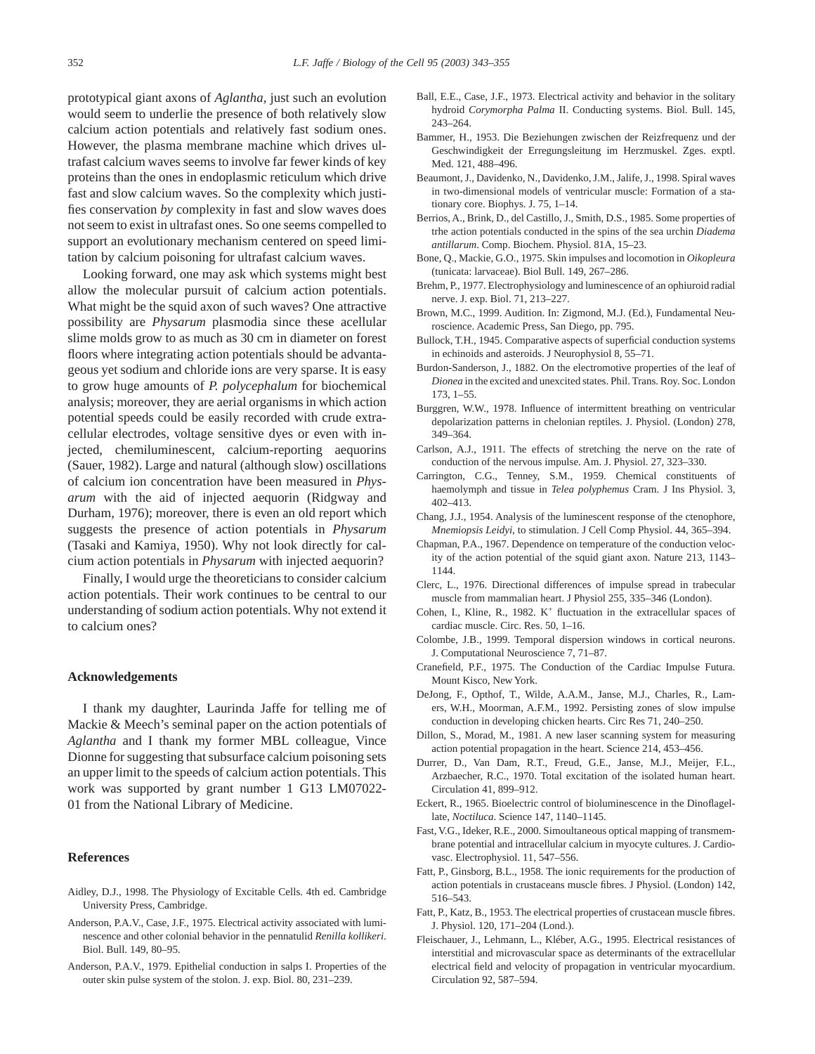prototypical giant axons of *Aglantha*, just such an evolution would seem to underlie the presence of both relatively slow calcium action potentials and relatively fast sodium ones. However, the plasma membrane machine which drives ultrafast calcium waves seems to involve far fewer kinds of key proteins than the ones in endoplasmic reticulum which drive fast and slow calcium waves. So the complexity which justifies conservation *by* complexity in fast and slow waves does not seem to exist in ultrafast ones. So one seems compelled to support an evolutionary mechanism centered on speed limitation by calcium poisoning for ultrafast calcium waves.

Looking forward, one may ask which systems might best allow the molecular pursuit of calcium action potentials. What might be the squid axon of such waves? One attractive possibility are *Physarum* plasmodia since these acellular slime molds grow to as much as 30 cm in diameter on forest floors where integrating action potentials should be advantageous yet sodium and chloride ions are very sparse. It is easy to grow huge amounts of *P. polycephalum* for biochemical analysis; moreover, they are aerial organisms in which action potential speeds could be easily recorded with crude extracellular electrodes, voltage sensitive dyes or even with injected, chemiluminescent, calcium-reporting aequorins (Sauer, 1982). Large and natural (although slow) oscillations of calcium ion concentration have been measured in *Physarum* with the aid of injected aequorin (Ridgway and Durham, 1976); moreover, there is even an old report which suggests the presence of action potentials in *Physarum* (Tasaki and Kamiya, 1950). Why not look directly for calcium action potentials in *Physarum* with injected aequorin?

Finally, I would urge the theoreticians to consider calcium action potentials. Their work continues to be central to our understanding of sodium action potentials. Why not extend it to calcium ones?

## Acknowledgements

I thank my daughter, Laurinda Jaffe for telling me of Mackie & Meech's seminal paper on the action potentials of *Aglantha* and I thank my former MBL colleague, Vince Dionne for suggesting that subsurface calcium poisoning sets an upper limit to the speeds of calcium action potentials. This work was supported by grant number 1 G13 LM07022-01 from the National Library of Medicine.

## References

Aidley, D.J., 1998. The Physiology of Excitable Cells. 4th ed. Cambridge University Press, Cambridge.

Anderson, P.A.V., Case, J.F., 1975. Electrical activity associated with luminescence and other colonial behavior in the pennatulid *Renilla kollikeri*. Biol. Bull. 149, 80–95.

Anderson, P.A.V., 1979. Epithelial conduction in salps I. Properties of the outer skin pulse system of the stolon. J. exp. Biol. 80, 231–239.

Ball, E.E., Case, J.F., 1973. Electrical activity and behavior in the solitary hydroid *Corymorpha Palma* II. Conducting systems. Biol. Bull. 145, 243–264.

Bammer, H., 1953. Die Beziehungen zwischen der Reizfrequenz und der Geschwindigkeit der Erregungsleitung im Herzmuskel. Zges. exptl. Med. 121, 488–496.

Beaumont, J., Davidenko, N., Davidenko, J.M., Jalife, J., 1998. Spiral waves in two-dimensional models of ventricular muscle: Formation of a stationary core. Biophys. J. 75, 1–14.

Berrios, A., Brink, D., del Castillo, J., Smith, D.S., 1985. Some properties of trhe action potentials conducted in the spins of the sea urchin *Diadema antillarum*. Comp. Biochem. Physiol. 81A, 15–23.

Bone, Q., Mackie, G.O., 1975. Skin impulses and locomotion in *Oikopleura* (tunicata: larvaceae). Biol Bull. 149, 267–286.

Brehm, P., 1977. Electrophysiology and luminescence of an ophiuroid radial nerve. J. exp. Biol. 71, 213–227.

Brown, M.C., 1999. Audition. In: Zigmond, M.J. (Ed.), Fundamental Neuroscience. Academic Press, San Diego, pp. 795.

Bullock, T.H., 1945. Comparative aspects of superficial conduction systems in echinoids and asteroids. J Neurophysiol 8, 55–71.

Burdon-Sanderson, J., 1882. On the electromotive properties of the leaf of *Dionea* in the excited and unexcited states. Phil. Trans. Roy. Soc. London 173, 1–55.

Burggren, W.W., 1978. Influence of intermittent breathing on ventricular depolarization patterns in chelonian reptiles. J. Physiol. (London) 278, 349–364.

Carlson, A.J., 1911. The effects of stretching the nerve on the rate of conduction of the nervous impulse. Am. J. Physiol. 27, 323–330.

Carrington, C.G., Tenney, S.M., 1959. Chemical constituents of haemolymph and tissue in *Telea polyphemus* Cram. J Ins Physiol. 3, 402–413.

Chang, J.J., 1954. Analysis of the luminescent response of the ctenophore, *Mnemiopsis Leidyi*, to stimulation. J Cell Comp Physiol. 44, 365–394.

Chapman, P.A., 1967. Dependence on temperature of the conduction velocity of the action potential of the squid giant axon. Nature 213, 1143–1144.

Clerc, L., 1976. Directional differences of impulse spread in trabecular muscle from mammalian heart. J Physiol 255, 335–346 (London).

Cohen, I., Kline, R., 1982. $K^+$ fluctuation in the extracellular spaces of cardiac muscle. Circ. Res. 50, 1–16.

Colombe, J.B., 1999. Temporal dispersion windows in cortical neurons. J. Computational Neuroscience 7, 71–87.

Cranefield, P.F., 1975. The Conduction of the Cardiac Impulse Futura. Mount Kisco, New York.

DeJong, F., Opthof, T., Wilde, A.A.M., Janse, M.J., Charles, R., Lamers, W.H., Moorman, A.F.M., 1992. Persisting zones of slow impulse conduction in developing chicken hearts. Circ Res 71, 240–250.

Dillon, S., Morad, M., 1981. A new laser scanning system for measuring action potential propagation in the heart. Science 214, 453–456.

Durrer, D., Van Dam, R.T., Freud, G.E., Janse, M.J., Meijer, F.L., Arzbaecher, R.C., 1970. Total excitation of the isolated human heart. Circulation 41, 899–912.

Eckert, R., 1965. Bioelectric control of bioluminescence in the Dinoflagellate, *Noctiluca*. Science 147, 1140–1145.

Fast, V.G., Ideker, R.E., 2000. Simultaneous optical mapping of transmembrane potential and intracellular calcium in myocyte cultures. J. Cardiovasc. Electrophysiol. 11, 547–556.

Fatt, P., Ginsborg, B.L., 1958. The ionic requirements for the production of action potentials in crustaceans muscle fibres. J Physiol. (London) 142, 516–543.

Fatt, P., Katz, B., 1953. The electrical properties of crustacean muscle fibres. J. Physiol. 120, 171–204 (Lond.).

Fleischauer, J., Lehmann, L., Kléber, A.G., 1995. Electrical resistances of interstitial and microvascular space as determinants of the extracellular electrical field and velocity of propagation in ventricular myocardium. Circulation 92, 587–594.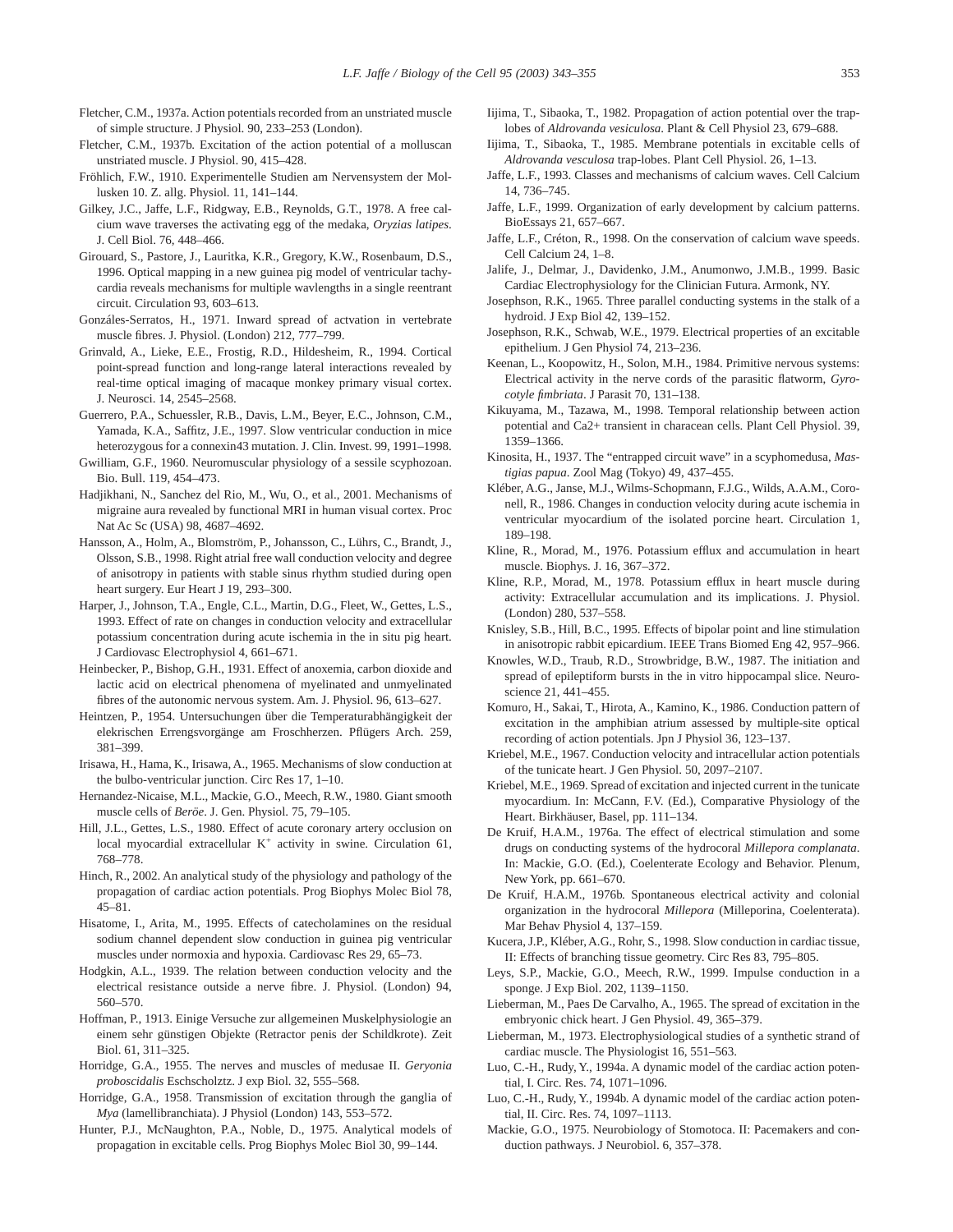Fletcher, C.M., 1937a. Action potentials recorded from an unstriated muscle of simple structure. J Physiol. 90, 233–253 (London).

Fletcher, C.M., 1937b. Excitation of the action potential of a molluscan unstriated muscle. J Physiol. 90, 415–428.

Fröhlich, F.W., 1910. Experimentelle Studien am Nervensystem der Mollusken 10. Z. allg. Physiol. 11, 141–144.

Gilkey, J.C., Jaffe, L.F., Ridgway, E.B., Reynolds, G.T., 1978. A free calcium wave traverses the activating egg of the medaka, *Oryzias latipes*. J. Cell Biol. 76, 448–466.

Girouard, S., Pastore, J., Lauritka, K.R., Gregory, K.W., Rosenbaum, D.S., 1996. Optical mapping in a new guinea pig model of ventricular tachycardia reveals mechanisms for multiple wavlengths in a single reentrant circuit. Circulation 93, 603–613.

Gonzáles-Serratos, H., 1971. Inward spread of actvation in vertebrate muscle fibres. J. Physiol. (London) 212, 777–799.

Grinvald, A., Lieke, E.E., Frostig, R.D., Hildesheim, R., 1994. Cortical point-spread function and long-range lateral interactions revealed by real-time optical imaging of macaque monkey primary visual cortex. J. Neurosci. 14, 2545–2568.

Guerrero, P.A., Schuessler, R.B., Davis, L.M., Beyer, E.C., Johnson, C.M., Yamada, K.A., Saffitz, J.E., 1997. Slow ventricular conduction in mice heterozygous for a connexin43 mutation. J. Clin. Invest. 99, 1991–1998.

Gwilliam, G.F., 1960. Neuromuscular physiology of a sessile scyphozoan. Bio. Bull. 119, 454–473.

Hadjikhani, N., Sanchez del Rio, M., Wu, O., et al., 2001. Mechanisms of migraine aura revealed by functional MRI in human visual cortex. Proc Nat Ac Sc (USA) 98, 4687–4692.

Hansson, A., Holm, A., Blomström, P., Johansson, C., Lührs, C., Brandt, J., Olsson, S.B., 1998. Right atrial free wall conduction velocity and degree of anisotropy in patients with stable sinus rhythm studied during open heart surgery. Eur Heart J 19, 293–300.

Harper, J., Johnson, T.A., Engle, C.L., Martin, D.G., Fleet, W., Gettes, L.S., 1993. Effect of rate on changes in conduction velocity and extracellular potassium concentration during acute ischemia in the in situ pig heart. J Cardiovasc Electrophysiol 4, 661–671.

Heinbecker, P., Bishop, G.H., 1931. Effect of anoxemia, carbon dioxide and lactic acid on electrical phenomena of myelinated and unmyelinated fibres of the autonomic nervous system. Am. J. Physiol. 96, 613–627.

Heintzen, P., 1954. Untersuchungen über die Temperaturabhängigkeit der elekrischen Erregungsvorgänge am Froschherzen. Pflügers Arch. 259, 381–399.

Irisawa, H., Hama, K., Irisawa, A., 1965. Mechanisms of slow conduction at the bulbo-ventricular junction. Circ Res 17, 1–10.

Hernandez-Nicaise, M.L., Mackie, G.O., Meech, R.W., 1980. Giant smooth muscle cells of *Beröe*. J. Gen. Physiol. 75, 79–105.

Hill, J.L., Gettes, L.S., 1980. Effect of acute coronary artery occlusion on local myocardial extracellular $K^+$ activity in swine. Circulation 61, 768–778.

Hinch, R., 2002. An analytical study of the physiology and pathology of the propagation of cardiac action potentials. Prog Biophys Molec Biol 78, 45–81.

Hisatome, I., Arita, M., 1995. Effects of catecholamines on the residual sodium channel dependent slow conduction in guinea pig ventricular muscles under normoxia and hypoxia. Cardiovasc Res 29, 65–73.

Hodgkin, A.L., 1939. The relation between conduction velocity and the electrical resistance outside a nerve fibre. J. Physiol. (London) 94, 560–570.

Hoffman, P., 1913. Einige Versuche zur allgemeinen Muskelphysiologie an einem sehr günstigen Objekte (Retractor penis der Schildkrote). Zeit Biol. 61, 311–325.

Horridge, G.A., 1955. The nerves and muscles of medusae II. *Geryonia proboscidalis* Eschscholztz. J exp Biol. 32, 555–568.

Horridge, G.A., 1958. Transmission of excitation through the ganglia of *Mya* (lamellibranchiata). J Physiol (London) 143, 553–572.

Hunter, P.J., McNaughton, P.A., Noble, D., 1975. Analytical models of propagation in excitable cells. Prog Biophys Molec Biol 30, 99–144.

Iijima, T., Sibaoka, T., 1982. Propagation of action potential over the trap-lobes of *Aldrovanda vesiculosa*. Plant & Cell Physiol 23, 679–688.

Iijima, T., Sibaoka, T., 1985. Membrane potentials in excitable cells of *Aldrovanda vesculosa* trap-lobes. Plant Cell Physiol. 26, 1–13.

Jaffe, L.F., 1993. Classes and mechanisms of calcium waves. Cell Calcium 14, 736–745.

Jaffe, L.F., 1999. Organization of early development by calcium patterns. BioEssays 21, 657–667.

Jaffe, L.F., Créton, R., 1998. On the conservation of calcium wave speeds. Cell Calcium 24, 1–8.

Jalife, J., Delmar, J., Davidenko, J.M., Anumonwo, J.M.B., 1999. Basic Cardiac Electrophysiology for the Clinician Futura. Armonk, NY.

Josephson, R.K., 1965. Three parallel conducting systems in the stalk of a hydroid. J Exp Biol 42, 139–152.

Josephson, R.K., Schwab, W.E., 1979. Electrical properties of an excitable epithelium. J Gen Physiol 74, 213–236.

Keenan, L., Koopowitz, H., Solon, M.H., 1984. Primitive nervous systems: Electrical activity in the nerve cords of the parasitic flatworm, *Gyrocotyle fimbriata*. J Parasit 70, 131–138.

Kikuyama, M., Tazawa, M., 1998. Temporal relationship between action potential and Ca2+ transient in characean cells. Plant Cell Physiol. 39, 1359–1366.

Kinosita, H., 1937. The "entrapped circuit wave" in a scyphomedusa, *Mastigias papua*. Zool Mag (Tokyo) 49, 437–455.

Kléber, A.G., Janse, M.J., Wilms-Schopmann, F.J.G., Wilds, A.A.M., Coronell, R., 1986. Changes in conduction velocity during acute ischemia in ventricular myocardium of the isolated porcine heart. Circulation 1, 189–198.

Kline, R., Morad, M., 1976. Potassium efflux and accumulation in heart muscle. Biophys. J. 16, 367–372.

Kline, R.P., Morad, M., 1978. Potassium efflux in heart muscle during activity: Extracellular accumulation and its implications. J. Physiol. (London) 280, 537–558.

Knisley, S.B., Hill, B.C., 1995. Effects of bipolar point and line stimulation in anisotropic rabbit epicardium. IEEE Trans Biomed Eng 42, 957–966.

Knowles, W.D., Traub, R.D., Strowbridge, B.W., 1987. The initiation and spread of epileptiform bursts in the in vitro hippocampal slice. Neuroscience 21, 441–455.

Komuro, H., Sakai, T., Hirota, A., Kamino, K., 1986. Conduction pattern of excitation in the amphibian atrium assessed by multiple-site optical recording of action potentials. Jpn J Physiol 36, 123–137.

Kriebel, M.E., 1967. Conduction velocity and intracellular action potentials of the tunicate heart. J Gen Physiol. 50, 2097–2107.

Kriebel, M.E., 1969. Spread of excitation and injected current in the tunicate myocardium. In: McCann, F.V. (Ed.), Comparative Physiology of the Heart. Birkhäuser, Basel, pp. 111–134.

De Kruif, H.A.M., 1976a. The effect of electrical stimulation and some drugs on conducting systems of the hydrocoral *Millepora complanata*. In: Mackie, G.O. (Ed.), Coelenterate Ecology and Behavior. Plenum, New York, pp. 661–670.

De Kruif, H.A.M., 1976b. Spontaneous electrical activity and colonial organization in the hydrocoral *Millepora* (Milleporina, Coelenterata). Mar Behav Physiol 4, 137–159.

Kucera, J.P., Kléber, A.G., Rohr, S., 1998. Slow conduction in cardiac tissue, II: Effects of branching tissue geometry. Circ Res 83, 795–805.

Leys, S.P., Mackie, G.O., Meech, R.W., 1999. Impulse conduction in a sponge. J Exp Biol. 202, 1139–1150.

Lieberman, M., Paes De Carvalho, A., 1965. The spread of excitation in the embryonic chick heart. J Gen Physiol. 49, 365–379.

Lieberman, M., 1973. Electrophysiological studies of a synthetic strand of cardiac muscle. The Physiologist 16, 551–563.

Luo, C.-H., Rudy, Y., 1994a. A dynamic model of the cardiac action potential, I. Circ. Res. 74, 1071–1096.

Luo, C.-H., Rudy, Y., 1994b. A dynamic model of the cardiac action potential, II. Circ. Res. 74, 1097–1113.

Mackie, G.O., 1975. Neurobiology of Stomotoca. II: Pacemakers and conduction pathways. J Neurobiol. 6, 357–378.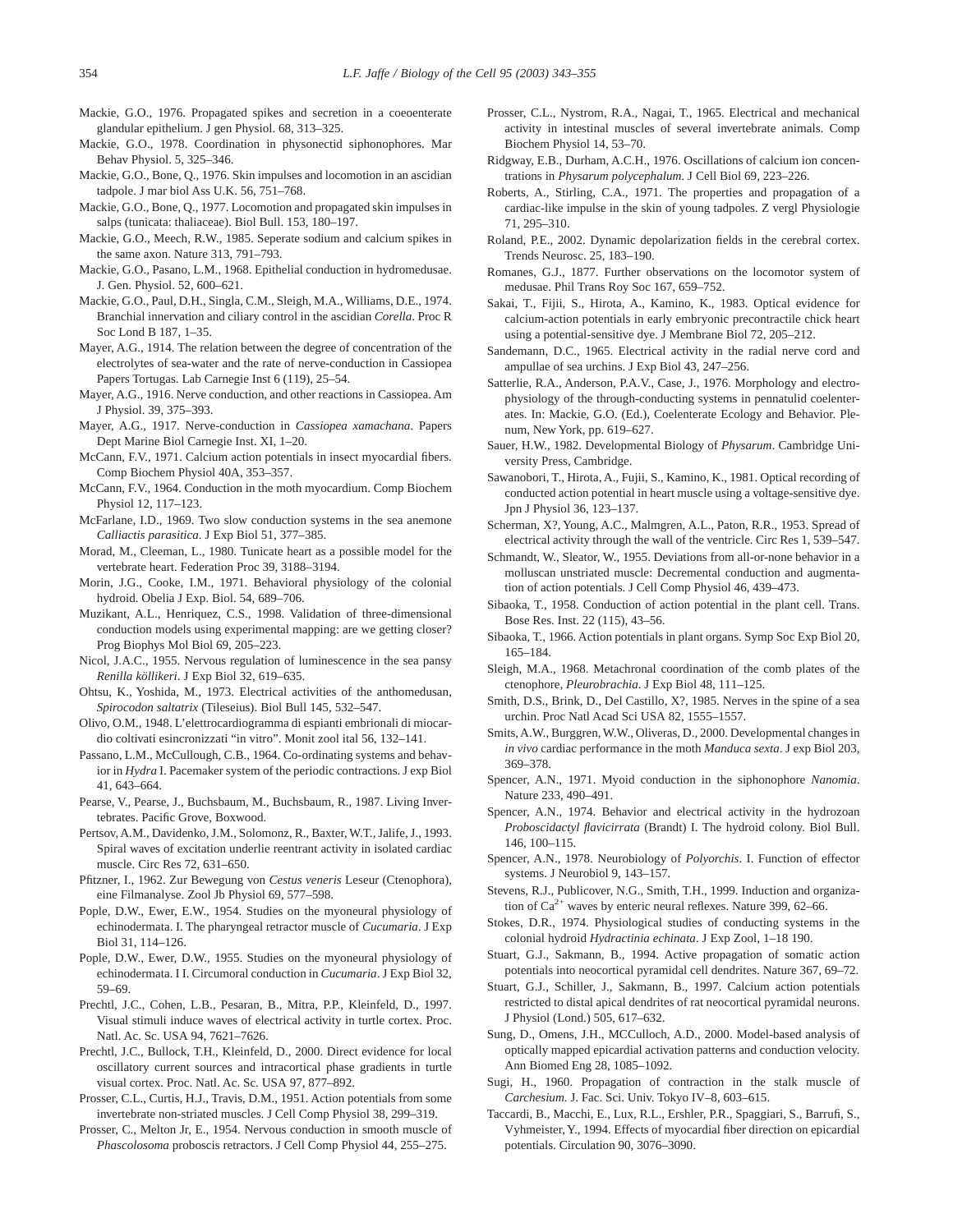Mackie, G.O., 1976. Propagated spikes and secretion in a coeoenterate glandular epithelium. J gen Physiol. 68, 313–325.

Mackie, G.O., 1978. Coordination in physonectid siphonophores. Mar Behav Physiol. 5, 325–346.

Mackie, G.O., Bone, Q., 1976. Skin impulses and locomotion in an ascidian tadpole. J mar biol Ass U.K. 56, 751–768.

Mackie, G.O., Bone, Q., 1977. Locomotion and propagated skin impulses in salps (tunicata: thaliaceae). Biol Bull. 153, 180–197.

Mackie, G.O., Meech, R.W., 1985. Seperate sodium and calcium spikes in the same axon. Nature 313, 791–793.

Mackie, G.O., Pasano, L.M., 1968. Epithelial conduction in hydromedusae. J. Gen. Physiol. 52, 600–621.

Mackie, G.O., Paul, D.H., Singla, C.M., Sleigh, M.A., Williams, D.E., 1974. Branchial innervation and ciliary control in the ascidian *Corella*. Proc R Soc Lond B 187, 1–35.

Mayer, A.G., 1914. The relation between the degree of concentration of the electrolytes of sea-water and the rate of nerve-conduction in Cassiopea Papers Tortugas. Lab Carnegie Inst 6 (119), 25–54.

Mayer, A.G., 1916. Nerve conduction, and other reactions in Cassiopea. Am J Physiol. 39, 375–393.

Mayer, A.G., 1917. Nerve-conduction in *Cassiopea xamachana*. Papers Dept Marine Biol Carnegie Inst. XI, 1–20.

McCann, F.V., 1971. Calcium action potentials in insect myocardial fibers. Comp Biochem Physiol 40A, 353–357.

McCann, F.V., 1964. Conduction in the moth myocardium. Comp Biochem Physiol 12, 117–123.

McFarlane, I.D., 1969. Two slow conduction systems in the sea anemone *Calliactis parasitica*. J Exp Biol 51, 377–385.

Morad, M., Cleeman, L., 1980. Tunicate heart as a possible model for the vertebrate heart. Federation Proc 39, 3188–3194.

Morin, J.G., Cooke, I.M., 1971. Behavioral physiology of the colonial hydroid. Obelia J Exp. Biol. 54, 689–706.

Muzikant, A.L., Henriquez, C.S., 1998. Validation of three-dimensional conduction models using experimental mapping: are we getting closer? Prog Biophys Mol Biol 69, 205–223.

Nicol, J.A.C., 1955. Nervous regulation of luminescence in the sea pansy *Renilla köllikeri*. J Exp Biol 32, 619–635.

Ohtsu, K., Yoshida, M., 1973. Electrical activities of the anthomedusan, *Spirocodon saltatrix* (Tileseius). Biol Bull 145, 532–547.

Olivo, O.M., 1948. L'elettrocardiogramma di espianti embrionali di miocardio coltivati esincronizzati "in vitro". Monit zool ital 56, 132–141.

Passano, L.M., McCullough, C.B., 1964. Co-ordinating systems and behavior in *Hydra* I. Pacemaker system of the periodic contractions. J exp Biol 41, 643–664.

Pearse, V., Pearse, J., Buchsbaum, M., Buchsbaum, R., 1987. Living Invertebrates. Pacific Grove, Boxwood.

Pertsov, A.M., Davidenko, J.M., Solomonz, R., Baxter, W.T., Jalife, J., 1993. Spiral waves of excitation underlie reentrant activity in isolated cardiac muscle. Circ Res 72, 631–650.

Pfitzner, I., 1962. Zur Bewegung von *Cestus veneris* Leseur (Ctenophora), eine Filmanalyse. Zool Jb Physiol 69, 577–598.

Pople, D.W., Ewer, E.W., 1954. Studies on the myoneural physiology of echinodermata. I. The pharyngeal retractor muscle of *Cucumaria*. J Exp Biol 31, 114–126.

Pople, D.W., Ewer, D.W., 1955. Studies on the myoneural physiology of echinodermata. I I. Circumoral conduction in *Cucumaria*. J Exp Biol 32, 59–69.

Prechtl, J.C., Cohen, L.B., Pesaran, B., Mitra, P.P., Kleinfeld, D., 1997. Visual stimuli induce waves of electrical activity in turtle cortex. Proc. Natl. Ac. Sc. USA 94, 7621–7626.

Prechtl, J.C., Bullock, T.H., Kleinfeld, D., 2000. Direct evidence for local oscillatory current sources and intracortical phase gradients in turtle visual cortex. Proc. Natl. Ac. Sc. USA 97, 877–892.

Prosser, C.L., Curtis, H.J., Travis, D.M., 1951. Action potentials from some invertebrate non-striated muscles. J Cell Comp Physiol 38, 299–319.

Prosser, C.L., Melton Jr, E., 1954. Nervous conduction in smooth muscle of *Phascolosoma* proboscis retractors. J Cell Comp Physiol 44, 255–275.

Prosser, C.L., Nystrom, R.A., Nagai, T., 1965. Electrical and mechanical activity in intestinal muscles of several invertebrate animals. Comp Biochem Physiol 14, 53–70.

Ridgway, E.B., Durham, A.C.H., 1976. Oscillations of calcium ion concentrations in *Physarum polycephalum*. J Cell Biol 69, 223–226.

Roberts, A., Stirling, C.A., 1971. The properties and propagation of a cardiac-like impulse in the skin of young tadpoles. Z vergl Physiologie 71, 295–310.

Roland, P.E., 2002. Dynamic depolarization fields in the cerebral cortex. Trends Neurosc. 25, 183–190.

Romanes, G.J., 1877. Further observations on the locomotor system of medusae. Phil Trans Roy Soc 167, 659–752.

Sakai, T., Fijii, S., Hirota, A., Kamino, K., 1983. Optical evidence for calcium-action potentials in early embryonic precontractile chick heart using a potential-sensitive dye. J Membrane Biol 72, 205–212.

Sandemann, D.C., 1965. Electrical activity in the radial nerve cord and ampullae of sea urchins. J Exp Biol 43, 247–256.

Satterlie, R.A., Anderson, P.A.V., Case, J., 1976. Morphology and electrophysiology of the through-conducting systems in pennatulid coelenterates. In: Mackie, G.O. (Ed.), Coelenterate Ecology and Behavior. Plenum, New York, pp. 619–627.

Sauer, H.W., 1982. Developmental Biology of *Physarum*. Cambridge University Press, Cambridge.

Sawanobori, T., Hirota, A., Fujii, S., Kamino, K., 1981. Optical recording of conducted action potential in heart muscle using a voltage-sensitive dye. Jpn J Physiol 36, 123–137.

Scherman, X?, Young, A.C., Malmgren, A.L., Paton, R.R., 1953. Spread of electrical activity through the wall of the ventricle. Circ Res 1, 539–547.

Schmandt, W., Sleator, W., 1955. Deviations from all-or-none behavior in a molluscan unstriated muscle: Decremental conduction and augmentation of action potentials. J Cell Comp Physiol 46, 439–473.

Sibaoka, T., 1958. Conduction of action potential in the plant cell. Trans. Bose Res. Inst. 22 (115), 43–56.

Sibaoka, T., 1966. Action potentials in plant organs. Symp Soc Exp Biol 20, 165–184.

Sleigh, M.A., 1968. Metachronal coordination of the comb plates of the ctenophore, *Pleurobrachia*. J Exp Biol 48, 111–125.

Smith, D.S., Brink, D., Del Castillo, X?, 1985. Nerves in the spine of a sea urchin. Proc Natl Acad Sci USA 82, 1555–1557.

Smits, A.W., Burggren, W.W., Oliveras, D., 2000. Developmental changes in *in vivo* cardiac performance in the moth *Manduca sexta*. J exp Biol 203, 369–378.

Spencer, A.N., 1971. Myoid conduction in the siphonophore *Nanomia*. Nature 233, 490–491.

Spencer, A.N., 1974. Behavior and electrical activity in the hydrozoan *Proboscidactyl flavicirrata* (Brandt) I. The hydroid colony. Biol Bull. 146, 100–115.

Spencer, A.N., 1978. Neurobiology of *Polyorchis*. I. Function of effector systems. J Neurobiol 9, 143–157.

Stevens, R.J., Publicover, N.G., Smith, T.H., 1999. Induction and organization of $Ca^{2+}$ waves by enteric neural reflexes. Nature 399, 62–66.

Stokes, D.R., 1974. Physiological studies of conducting systems in the colonial hydroid *Hydractinia echinata*. J Exp Zool, 1–18 190.

Stuart, G.J., Sakmann, B., 1994. Active propagation of somatic action potentials into neocortical pyramidal cell dendrites. Nature 367, 69–72.

Stuart, G.J., Schiller, J., Sakmann, B., 1997. Calcium action potentials restricted to distal apical dendrites of rat neocortical pyramidal neurons. J Physiol (Lond.) 505, 617–632.

Sung, D., Omens, J.H., MCCulloch, A.D., 2000. Model-based analysis of optically mapped epicardial activation patterns and conduction velocity. Ann Biomed Eng 28, 1085–1092.

Sugi, H., 1960. Propagation of contraction in the stalk muscle of *Carchesium*. J. Fac. Sci. Univ. Tokyo IV–8, 603–615.

Taccardi, B., Macchi, E., Lux, R.L., Ershler, P.R., Spaggiari, S., Barrufi, S., Vyhmeister, Y., 1994. Effects of myocardial fiber direction on epicardial potentials. Circulation 90, 3076–3090.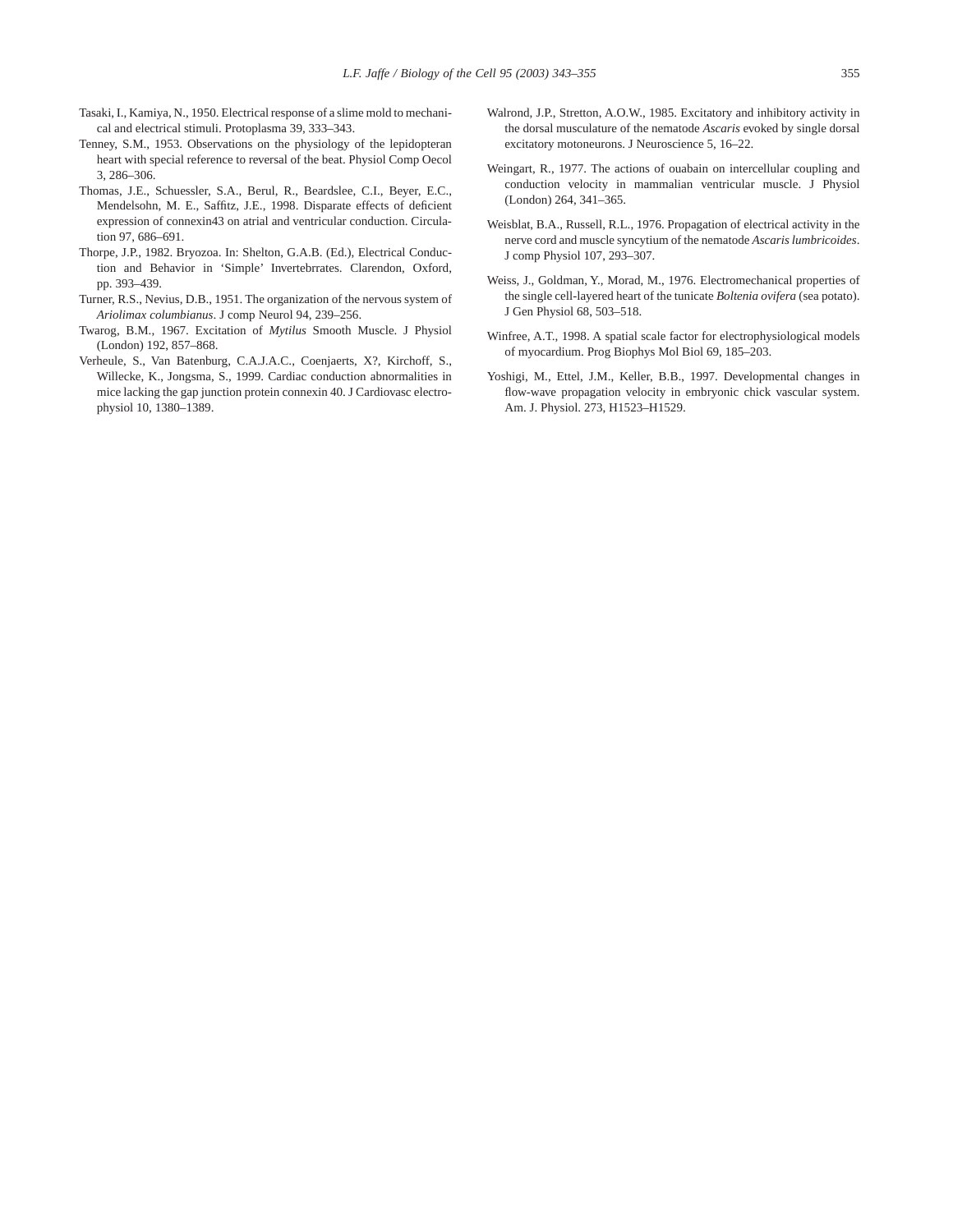Tasaki, I., Kamiya, N., 1950. Electrical response of a slime mold to mechanical and electrical stimuli. Protoplasma 39, 333–343.

Tenney, S.M., 1953. Observations on the physiology of the lepidopteran heart with special reference to reversal of the beat. Physiol Comp Oecol 3, 286–306.

Thomas, J.E., Schuessler, S.A., Berul, R., Beardslee, C.I., Beyer, E.C., Mendelsohn, M. E., Saffitz, J.E., 1998. Disparate effects of deficient expression of connexin43 on atrial and ventricular conduction. Circulation 97, 686–691.

Thorpe, J.P., 1982. Bryozoa. In: Shelton, G.A.B. (Ed.), Electrical Conduction and Behavior in 'Simple' Invertebrrates. Clarendon, Oxford, pp. 393–439.

Turner, R.S., Nevius, D.B., 1951. The organization of the nervous system of *Ariolimax columbianus*. J comp Neurol 94, 239–256.

Twarog, B.M., 1967. Excitation of *Mytilus* Smooth Muscle. J Physiol (London) 192, 857–868.

Verheule, S., Van Batenburg, C.A.J.A.C., Coenjaerts, X?, Kirchoff, S., Willecke, K., Jongsma, S., 1999. Cardiac conduction abnormalities in mice lacking the gap junction protein connexin 40. J Cardiovasc electrophysiol 10, 1380–1389.

Walrond, J.P., Stretton, A.O.W., 1985. Excitatory and inhibitory activity in the dorsal musculature of the nematode *Ascaris* evoked by single dorsal excitatory motoneurons. J Neuroscience 5, 16–22.

Weingart, R., 1977. The actions of ouabain on intercellular coupling and conduction velocity in mammalian ventricular muscle. J Physiol (London) 264, 341–365.

Weisblat, B.A., Russell, R.L., 1976. Propagation of electrical activity in the nerve cord and muscle syncytium of the nematode *Ascaris lumbricoides*. J comp Physiol 107, 293–307.

Weiss, J., Goldman, Y., Morad, M., 1976. Electromechanical properties of the single cell-layered heart of the tunicate *Boltenia ovifera* (sea potato). J Gen Physiol 68, 503–518.

Winfree, A.T., 1998. A spatial scale factor for electrophysiological models of myocardium. Prog Biophys Mol Biol 69, 185–203.

Yoshigi, M., Ettel, J.M., Keller, B.B., 1997. Developmental changes in flow-wave propagation velocity in embryonic chick vascular system. Am. J. Physiol. 273, H1523–H1529.